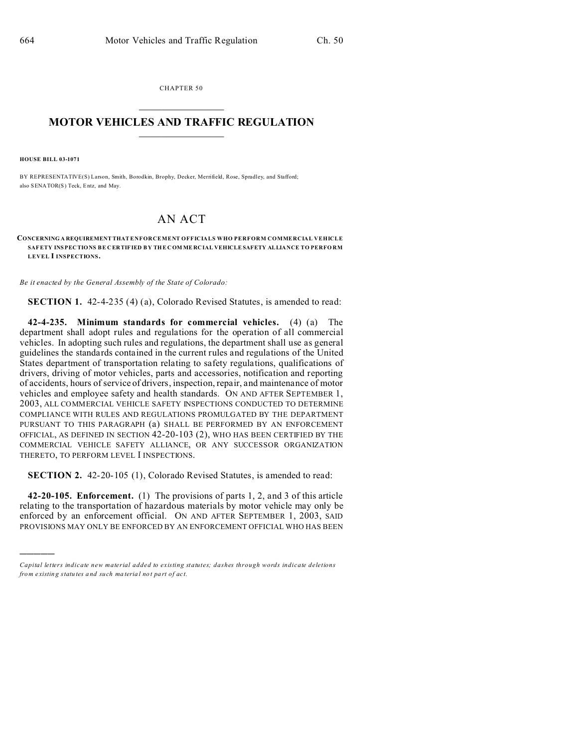CHAPTER 50

# MOTOR VEHICLES AND TRAFFIC REGULATION

**HOUSE BILL 03-1071**

BY REPRESENTATIVE(S) Larson, Smith, Borodkin, Brophy, Decker, Merrifield, Rose, Spradley, and Stafford; also SENATOR(S) Teck, Entz, and May.

## AN ACT

**CONCERNING A REQUIREMENT THAT ENFORCEMENT OFFICIALS WHO PERFORM COMMERCIAL VEHICLE SAFETY INSPECTIONS BE CERTIFIED BY THE COMMERCIAL VEHICLE SAFETY ALLIANCE TO PERFORM LEVEL I INSPECTIONS.**

*Be it enacted by the General Assembly of the State of Colorado:*

**SECTION 1.** 42-4-235 (4) (a), Colorado Revised Statutes, is amended to read:

**42-4-235. Minimum standards for commercial vehicles.** (4) (a) The department shall adopt rules and regulations for the operation of all commercial vehicles. In adopting such rules and regulations, the department shall use as general guidelines the standards contained in the current rules and regulations of the United States department of transportation relating to safety regulations, qualifications of drivers, driving of motor vehicles, parts and accessories, notification and reporting of accidents, hours of service of drivers, inspection, repair, and maintenance of motor vehicles and employee safety and health standards. ON AND AFTER SEPTEMBER 1, 2003, ALL COMMERCIAL VEHICLE SAFETY INSPECTIONS CONDUCTED TO DETERMINE COMPLIANCE WITH RULES AND REGULATIONS PROMULGATED BY THE DEPARTMENT PURSUANT TO THIS PARAGRAPH (a) SHALL BE PERFORMED BY AN ENFORCEMENT OFFICIAL, AS DEFINED IN SECTION 42-20-103 (2), WHO HAS BEEN CERTIFIED BY THE COMMERCIAL VEHICLE SAFETY ALLIANCE, OR ANY SUCCESSOR ORGANIZATION THERETO, TO PERFORM LEVEL I INSPECTIONS.

**SECTION 2.** 42-20-105 (1), Colorado Revised Statutes, is amended to read:

**42-20-105. Enforcement.** (1) The provisions of parts 1, 2, and 3 of this article relating to the transportation of hazardous materials by motor vehicle may only be enforced by an enforcement official. ON AND AFTER SEPTEMBER 1, 2003, SAID PROVISIONS MAY ONLY BE ENFORCED BY AN ENFORCEMENT OFFICIAL WHO HAS BEEN

---

*Capital letters indicate new material added to existing statutes; dashes through words indicate deletions from existing statutes and such material not part of act.*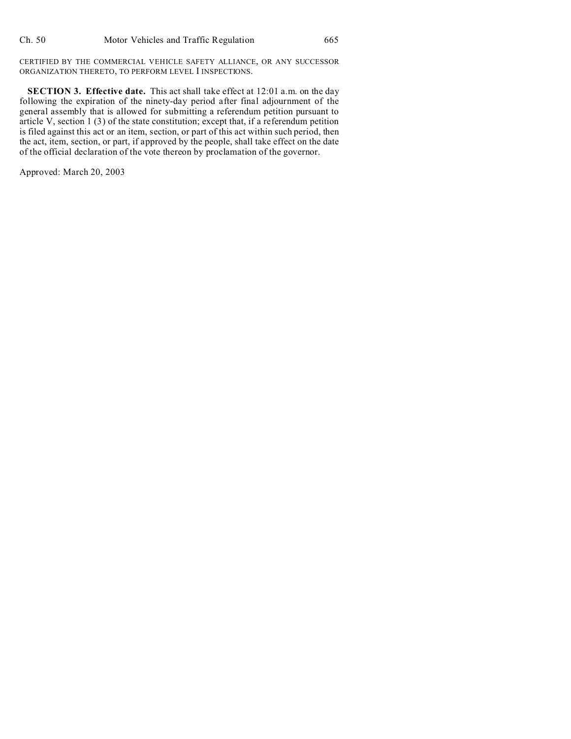CERTIFIED BY THE COMMERCIAL VEHICLE SAFETY ALLIANCE, OR ANY SUCCESSOR ORGANIZATION THERETO, TO PERFORM LEVEL I INSPECTIONS.

**SECTION 3. Effective date.** This act shall take effect at 12:01 a.m. on the day following the expiration of the ninety-day period after final adjournment of the general assembly that is allowed for submitting a referendum petition pursuant to article V, section 1 (3) of the state constitution; except that, if a referendum petition is filed against this act or an item, section, or part of this act within such period, then the act, item, section, or part, if approved by the people, shall take effect on the date of the official declaration of the vote thereon by proclamation of the governor.

Approved: March 20, 2003